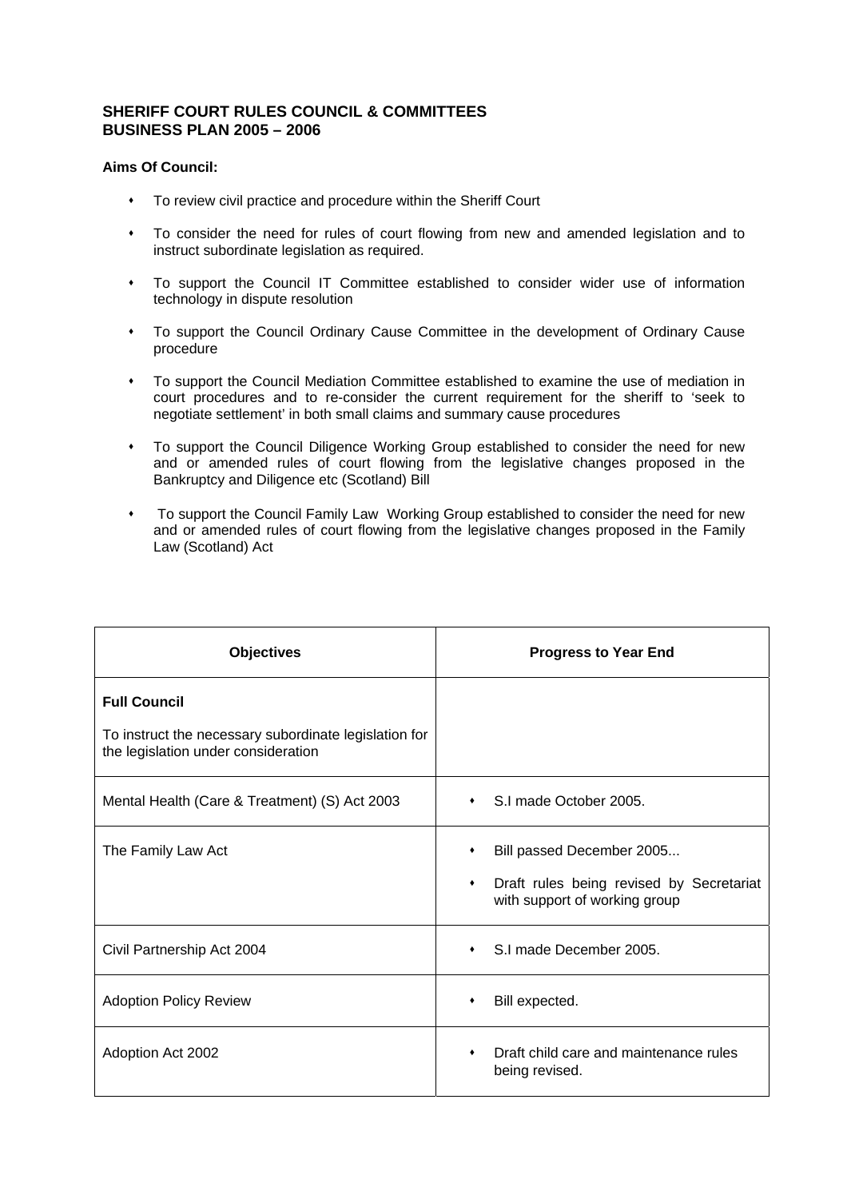**SHERIFF COURT RULES COUNCIL & COMMITTEES**
**BUSINESS PLAN 2005 – 2006**

**Aims Of Council:**

- To review civil practice and procedure within the Sheriff Court
- To consider the need for rules of court flowing from new and amended legislation and to instruct subordinate legislation as required.
- To support the Council IT Committee established to consider wider use of information technology in dispute resolution
- To support the Council Ordinary Cause Committee in the development of Ordinary Cause procedure
- To support the Council Mediation Committee established to examine the use of mediation in court procedures and to re-consider the current requirement for the sheriff to 'seek to negotiate settlement' in both small claims and summary cause procedures
- To support the Council Diligence Working Group established to consider the need for new and or amended rules of court flowing from the legislative changes proposed in the Bankruptcy and Diligence etc (Scotland) Bill
- To support the Council Family Law Working Group established to consider the need for new and or amended rules of court flowing from the legislative changes proposed in the Family Law (Scotland) Act

| Objectives | Progress to Year End |
|---|---|
| **Full Council**<br><br>To instruct the necessary subordinate legislation for the legislation under consideration | |
| Mental Health (Care & Treatment) (S) Act 2003 | • S.I made October 2005. |
| The Family Law Act | • Bill passed December 2005...<br>• Draft rules being revised by Secretariat with support of working group |
| Civil Partnership Act 2004 | • S.I made December 2005. |
| Adoption Policy Review | • Bill expected. |
| Adoption Act 2002 | • Draft child care and maintenance rules being revised. |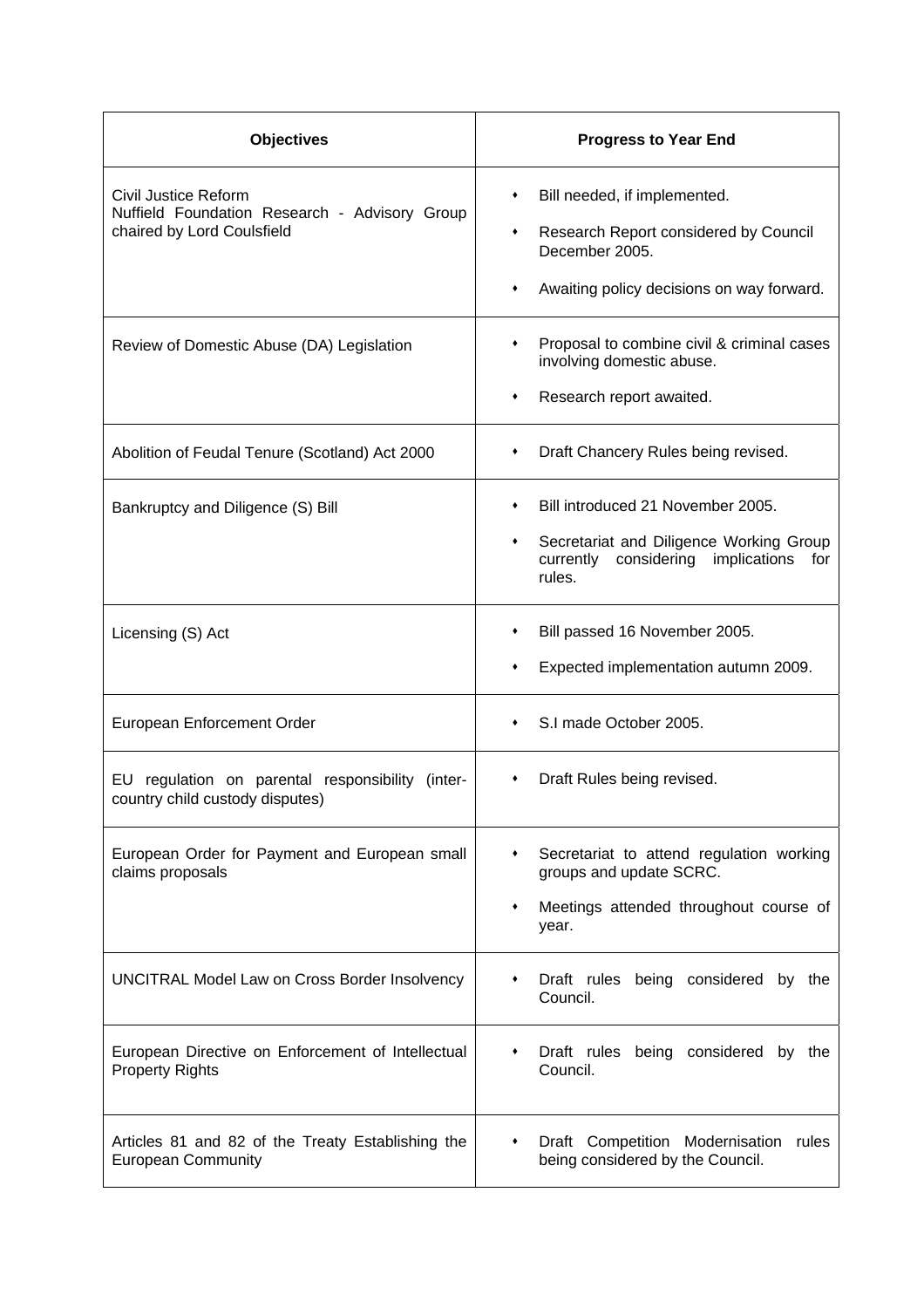| Objectives | Progress to Year End |
|---|---|
| Civil Justice Reform<br>Nuffield Foundation Research - Advisory Group chaired by Lord Coulsfield | • Bill needed, if implemented.<br>• Research Report considered by Council December 2005.<br>• Awaiting policy decisions on way forward. |
| Review of Domestic Abuse (DA) Legislation | • Proposal to combine civil & criminal cases involving domestic abuse.<br>• Research report awaited. |
| Abolition of Feudal Tenure (Scotland) Act 2000 | • Draft Chancery Rules being revised. |
| Bankruptcy and Diligence (S) Bill | • Bill introduced 21 November 2005.<br>• Secretariat and Diligence Working Group currently considering implications for rules. |
| Licensing (S) Act | • Bill passed 16 November 2005.<br>• Expected implementation autumn 2009. |
| European Enforcement Order | • S.I made October 2005. |
| EU regulation on parental responsibility (inter-country child custody disputes) | • Draft Rules being revised. |
| European Order for Payment and European small claims proposals | • Secretariat to attend regulation working groups and update SCRC.<br>• Meetings attended throughout course of year. |
| UNCITRAL Model Law on Cross Border Insolvency | • Draft rules being considered by the Council. |
| European Directive on Enforcement of Intellectual Property Rights | • Draft rules being considered by the Council. |
| Articles 81 and 82 of the Treaty Establishing the European Community | • Draft Competition Modernisation rules being considered by the Council. |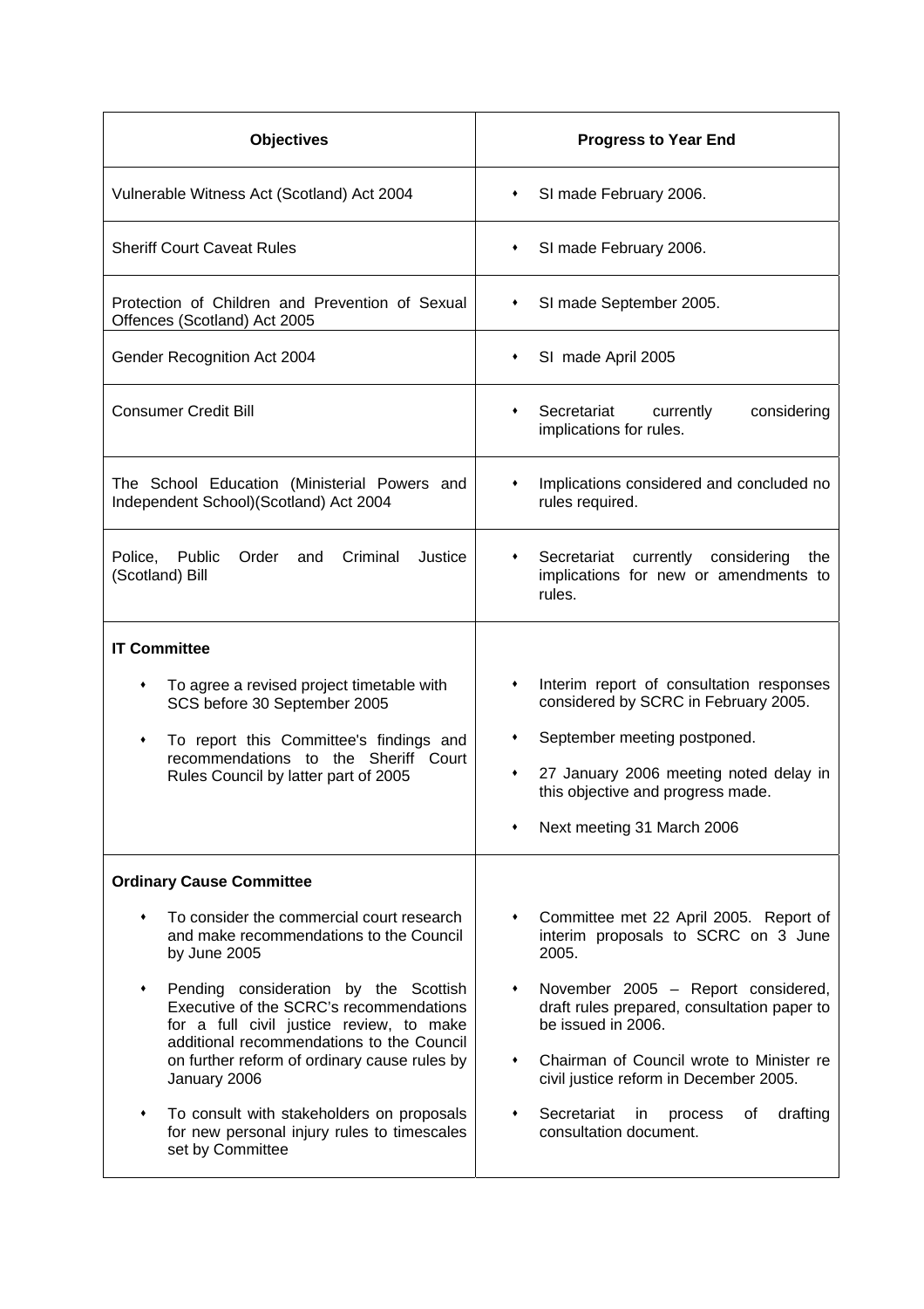| Objectives | Progress to Year End |
|---|---|
| Vulnerable Witness Act (Scotland) Act 2004 | • SI made February 2006. |
| Sheriff Court Caveat Rules | • SI made February 2006. |
| Protection of Children and Prevention of Sexual Offences (Scotland) Act 2005 | • SI made September 2005. |
| Gender Recognition Act 2004 | • SI made April 2005 |
| Consumer Credit Bill | • Secretariat currently considering implications for rules. |
| The School Education (Ministerial Powers and Independent School)(Scotland) Act 2004 | • Implications considered and concluded no rules required. |
| Police, Public Order and Criminal Justice (Scotland) Bill | • Secretariat currently considering the implications for new or amendments to rules. |
| **IT Committee**<br>• To agree a revised project timetable with SCS before 30 September 2005<br>• To report this Committee's findings and recommendations to the Sheriff Court Rules Council by latter part of 2005 | • Interim report of consultation responses considered by SCRC in February 2005.<br>• September meeting postponed.<br>• 27 January 2006 meeting noted delay in this objective and progress made.<br>• Next meeting 31 March 2006 |
| **Ordinary Cause Committee**<br>• To consider the commercial court research and make recommendations to the Council by June 2005<br>• Pending consideration by the Scottish Executive of the SCRC's recommendations for a full civil justice review, to make additional recommendations to the Council on further reform of ordinary cause rules by January 2006<br>• To consult with stakeholders on proposals for new personal injury rules to timescales set by Committee | • Committee met 22 April 2005. Report of interim proposals to SCRC on 3 June 2005.<br>• November 2005 – Report considered, draft rules prepared, consultation paper to be issued in 2006.<br>• Chairman of Council wrote to Minister re civil justice reform in December 2005.<br>• Secretariat in process of drafting consultation document. |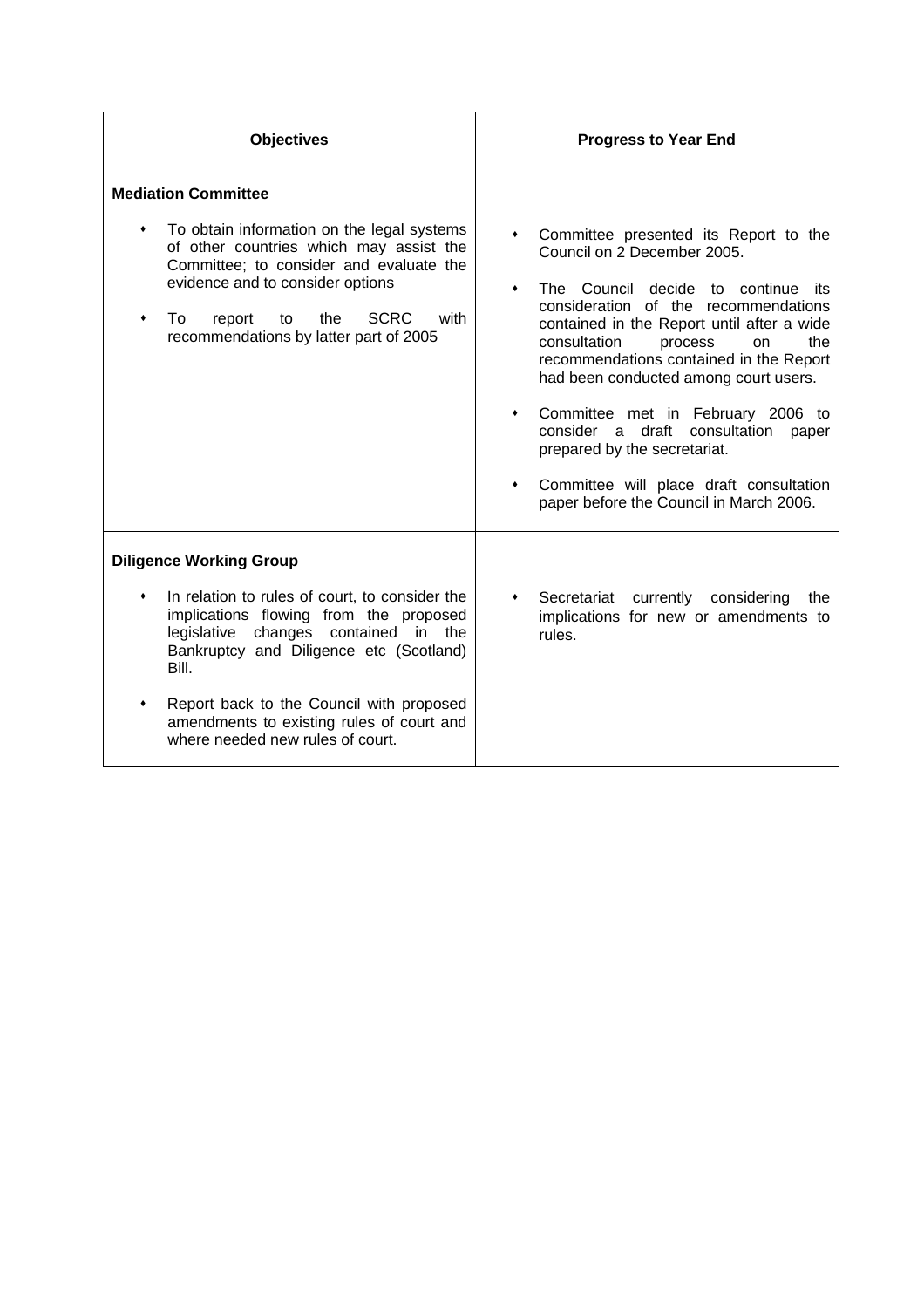| Objectives | Progress to Year End |
|---|---|
| **Mediation Committee**<br>• To obtain information on the legal systems of other countries which may assist the Committee; to consider and evaluate the evidence and to consider options<br>• To report to the SCRC with recommendations by latter part of 2005 | • Committee presented its Report to the Council on 2 December 2005.<br>• The Council decide to continue its consideration of the recommendations contained in the Report until after a wide consultation process on the recommendations contained in the Report had been conducted among court users.<br>• Committee met in February 2006 to consider a draft consultation paper prepared by the secretariat.<br>• Committee will place draft consultation paper before the Council in March 2006. |
| **Diligence Working Group**<br>• In relation to rules of court, to consider the implications flowing from the proposed legislative changes contained in the Bankruptcy and Diligence etc (Scotland) Bill.<br>• Report back to the Council with proposed amendments to existing rules of court and where needed new rules of court. | • Secretariat currently considering the implications for new or amendments to rules. |